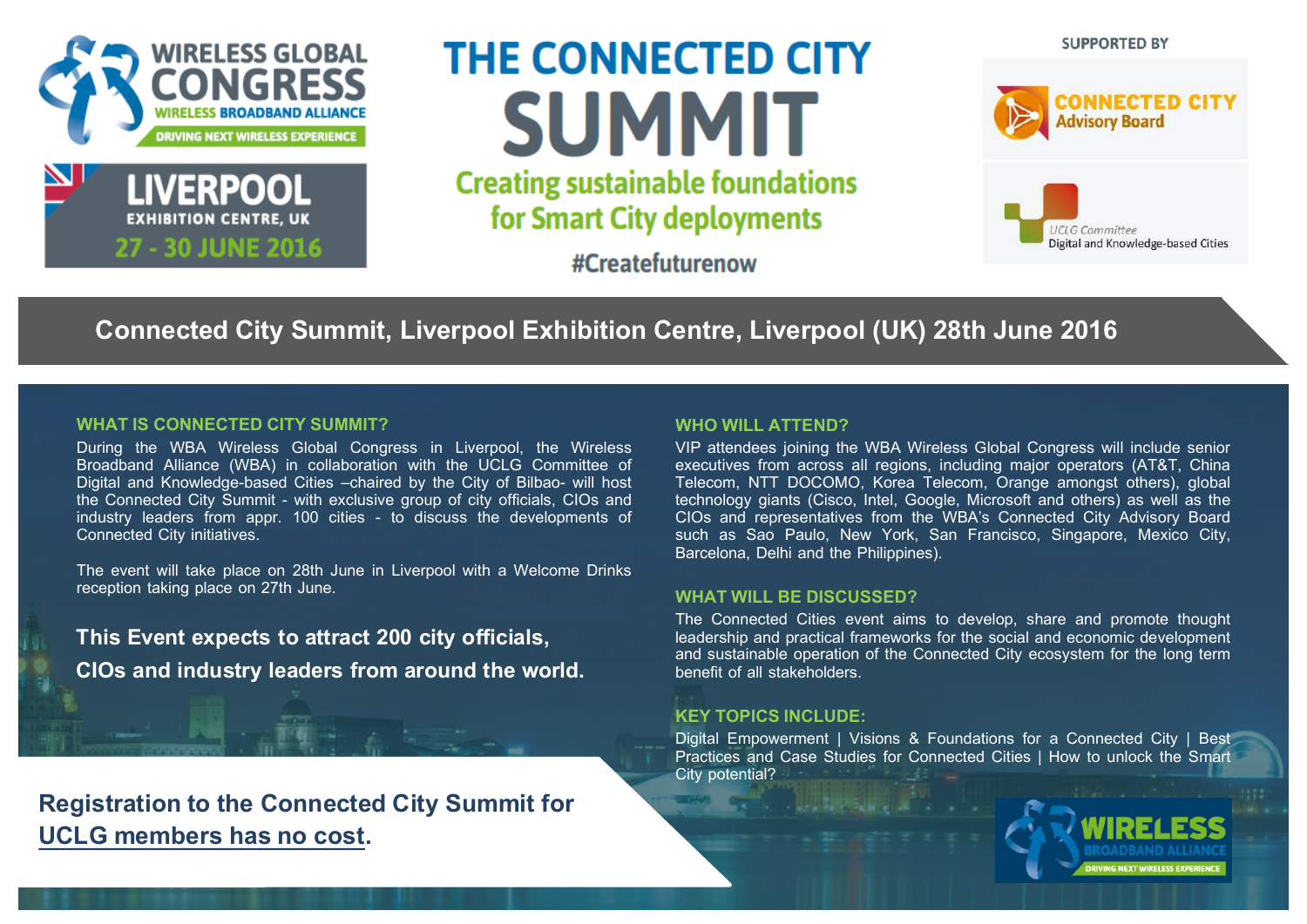WIRELESS GLOBAL CONGRESS

WIRELESS BROADBAND ALLIANCE

DRIVING NEXT WIRELESS EXPERIENCE

LIVERPOOL

EXHIBITION CENTRE, UK

27 - 30 JUNE 2016

# THE CONNECTED CITY SUMMIT

## Creating sustainable foundations for Smart City deployments

#Createfuturenow

SUPPORTED BY

CONNECTED CITY Advisory Board

UCLG Committee Digital and Knowledge-based Cities

## Connected City Summit, Liverpool Exhibition Centre, Liverpool (UK) 28th June 2016

### WHAT IS CONNECTED CITY SUMMIT?

During the WBA Wireless Global Congress in Liverpool, the Wireless Broadband Alliance (WBA) in collaboration with the UCLG Committee of Digital and Knowledge-based Cities –chaired by the City of Bilbao- will host the Connected City Summit - with exclusive group of city officials, CIOs and industry leaders from appr. 100 cities - to discuss the developments of Connected City initiatives.

The event will take place on 28th June in Liverpool with a Welcome Drinks reception taking place on 27th June.

**This Event expects to attract 200 city officials, CIOs and industry leaders from around the world.**

**Registration to the Connected City Summit for UCLG members has no cost.**

### WHO WILL ATTEND?

VIP attendees joining the WBA Wireless Global Congress will include senior executives from across all regions, including major operators (AT&T, China Telecom, NTT DOCOMO, Korea Telecom, Orange amongst others), global technology giants (Cisco, Intel, Google, Microsoft and others) as well as the CIOs and representatives from the WBA's Connected City Advisory Board such as Sao Paulo, New York, San Francisco, Singapore, Mexico City, Barcelona, Delhi and the Philippines).

### WHAT WILL BE DISCUSSED?

The Connected Cities event aims to develop, share and promote thought leadership and practical frameworks for the social and economic development and sustainable operation of the Connected City ecosystem for the long term benefit of all stakeholders.

### KEY TOPICS INCLUDE:

Digital Empowerment | Visions & Foundations for a Connected City | Best Practices and Case Studies for Connected Cities | How to unlock the Smart City potential?

WIRELESS BROADBAND ALLIANCE

DRIVING NEXT WIRELESS EXPERIENCE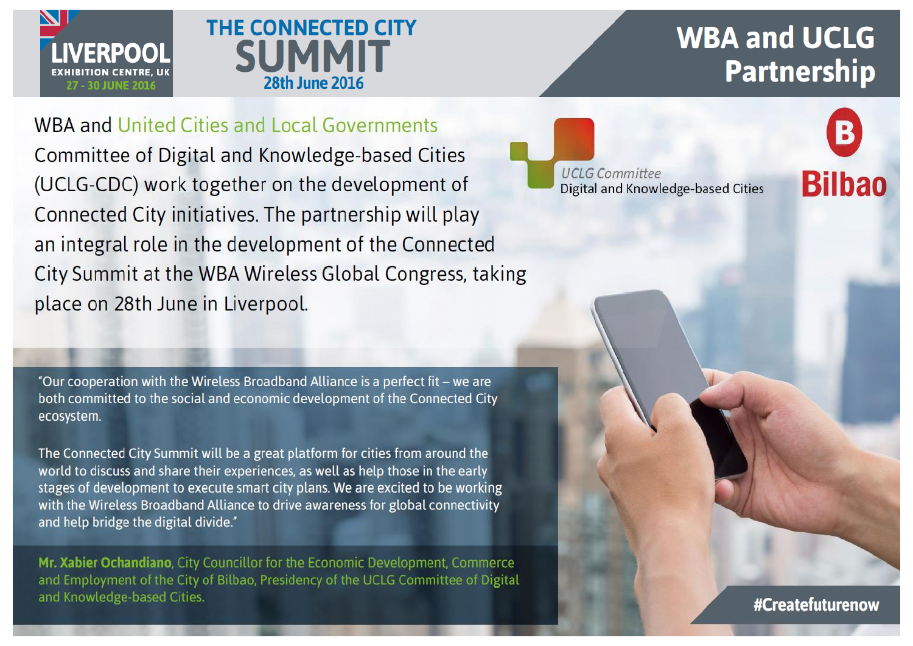LIVERPOOL
EXHIBITION CENTRE, UK
27 - 30 JUNE 2016

THE CONNECTED CITY
# SUMMIT
28th June 2016

# WBA and UCLG Partnership

WBA and United Cities and Local Governments Committee of Digital and Knowledge-based Cities (UCLG-CDC) work together on the development of Connected City initiatives. The partnership will play an integral role in the development of the Connected City Summit at the WBA Wireless Global Congress, taking place on 28th June in Liverpool.

UCLG Committee
Digital and Knowledge-based Cities

Bilbao

"Our cooperation with the Wireless Broadband Alliance is a perfect fit – we are both committed to the social and economic development of the Connected City ecosystem.

The Connected City Summit will be a great platform for cities from around the world to discuss and share their experiences, as well as help those in the early stages of development to execute smart city plans. We are excited to be working with the Wireless Broadband Alliance to drive awareness for global connectivity and help bridge the digital divide."

**Mr. Xabier Ochandiano**, City Councillor for the Economic Development, Commerce and Employment of the City of Bilbao, Presidency of the UCLG Committee of Digital and Knowledge-based Cities.

#Createfuturenow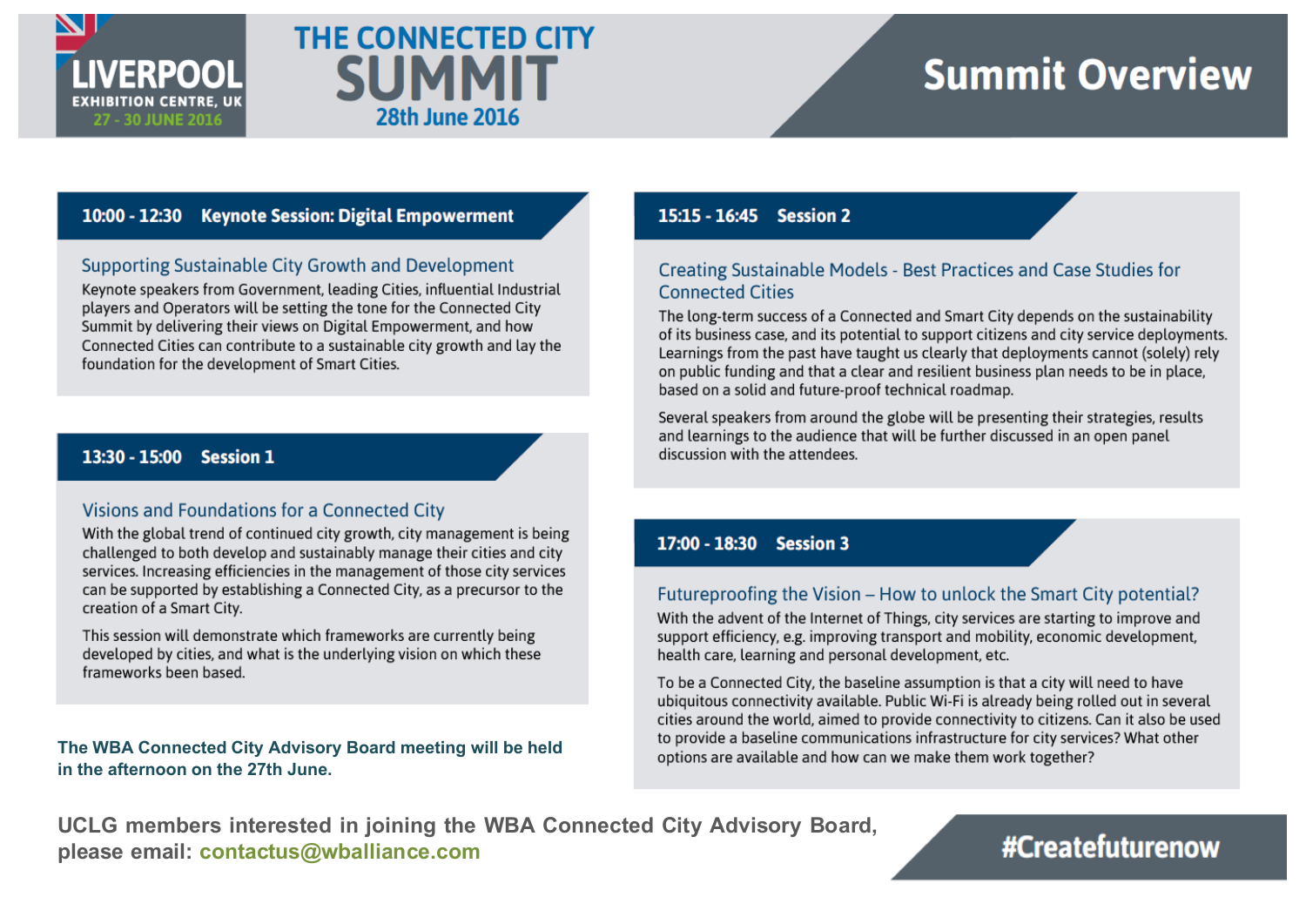LIVERPOOL
EXHIBITION CENTRE, UK
27 - 30 JUNE 2016

# THE CONNECTED CITY SUMMIT

28th June 2016

# Summit Overview

## 10:00 - 12:30 Keynote Session: Digital Empowerment

### Supporting Sustainable City Growth and Development

Keynote speakers from Government, leading Cities, influential Industrial players and Operators will be setting the tone for the Connected City Summit by delivering their views on Digital Empowerment, and how Connected Cities can contribute to a sustainable city growth and lay the foundation for the development of Smart Cities.

## 13:30 - 15:00 Session 1

### Visions and Foundations for a Connected City

With the global trend of continued city growth, city management is being challenged to both develop and sustainably manage their cities and city services. Increasing efficiencies in the management of those city services can be supported by establishing a Connected City, as a precursor to the creation of a Smart City.

This session will demonstrate which frameworks are currently being developed by cities, and what is the underlying vision on which these frameworks been based.

**The WBA Connected City Advisory Board meeting will be held in the afternoon on the 27th June.**

## 15:15 - 16:45 Session 2

### Creating Sustainable Models - Best Practices and Case Studies for Connected Cities

The long-term success of a Connected and Smart City depends on the sustainability of its business case, and its potential to support citizens and city service deployments. Learnings from the past have taught us clearly that deployments cannot (solely) rely on public funding and that a clear and resilient business plan needs to be in place, based on a solid and future-proof technical roadmap.

Several speakers from around the globe will be presenting their strategies, results and learnings to the audience that will be further discussed in an open panel discussion with the attendees.

## 17:00 - 18:30 Session 3

### Futureproofing the Vision – How to unlock the Smart City potential?

With the advent of the Internet of Things, city services are starting to improve and support efficiency, e.g. improving transport and mobility, economic development, health care, learning and personal development, etc.

To be a Connected City, the baseline assumption is that a city will need to have ubiquitous connectivity available. Public Wi-Fi is already being rolled out in several cities around the world, aimed to provide connectivity to citizens. Can it also be used to provide a baseline communications infrastructure for city services? What other options are available and how can we make them work together?

**UCLG members interested in joining the WBA Connected City Advisory Board, please email: contactus@wballiance.com**

**#Createfuturenow**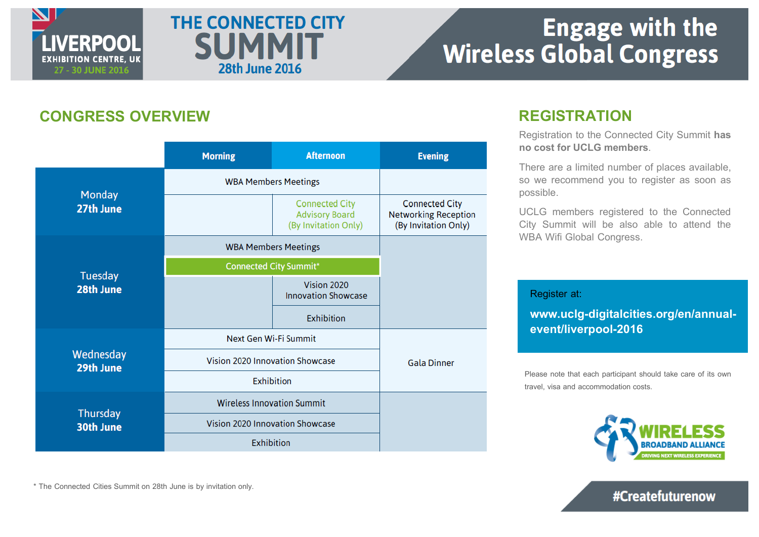LIVERPOOL
EXHIBITION CENTRE, UK
27 - 30 JUNE 2016

# THE CONNECTED CITY SUMMIT

28th June 2016

# Engage with the Wireless Global Congress

## CONGRESS OVERVIEW

| | Morning | Afternoon | Evening |
|---|---|---|---|
| Monday 27th June | WBA Members Meetings | | |
| | | Connected City Advisory Board (By Invitation Only) | Connected City Networking Reception (By Invitation Only) |
| Tuesday 28th June | WBA Members Meetings | | |
| | Connected City Summit* | | |
| | | Vision 2020 Innovation Showcase | |
| | | Exhibition | |
| Wednesday 29th June | Next Gen Wi-Fi Summit | | Gala Dinner |
| | Vision 2020 Innovation Showcase | | |
| | Exhibition | | |
| Thursday 30th June | Wireless Innovation Summit | | |
| | Vision 2020 Innovation Showcase | | |
| | Exhibition | | |

\* The Connected Cities Summit on 28th June is by invitation only.

## REGISTRATION

Registration to the Connected City Summit **has no cost for UCLG members**.

There are a limited number of places available, so we recommend you to register as soon as possible.

UCLG members registered to the Connected City Summit will be also able to attend the WBA Wifi Global Congress.

Register at:

**www.uclg-digitalcities.org/en/annual-event/liverpool-2016**

Please note that each participant should take care of its own travel, visa and accommodation costs.

WIRELESS BROADBAND ALLIANCE
DRIVING NEXT WIRELESS EXPERIENCE

#Createfuturenow